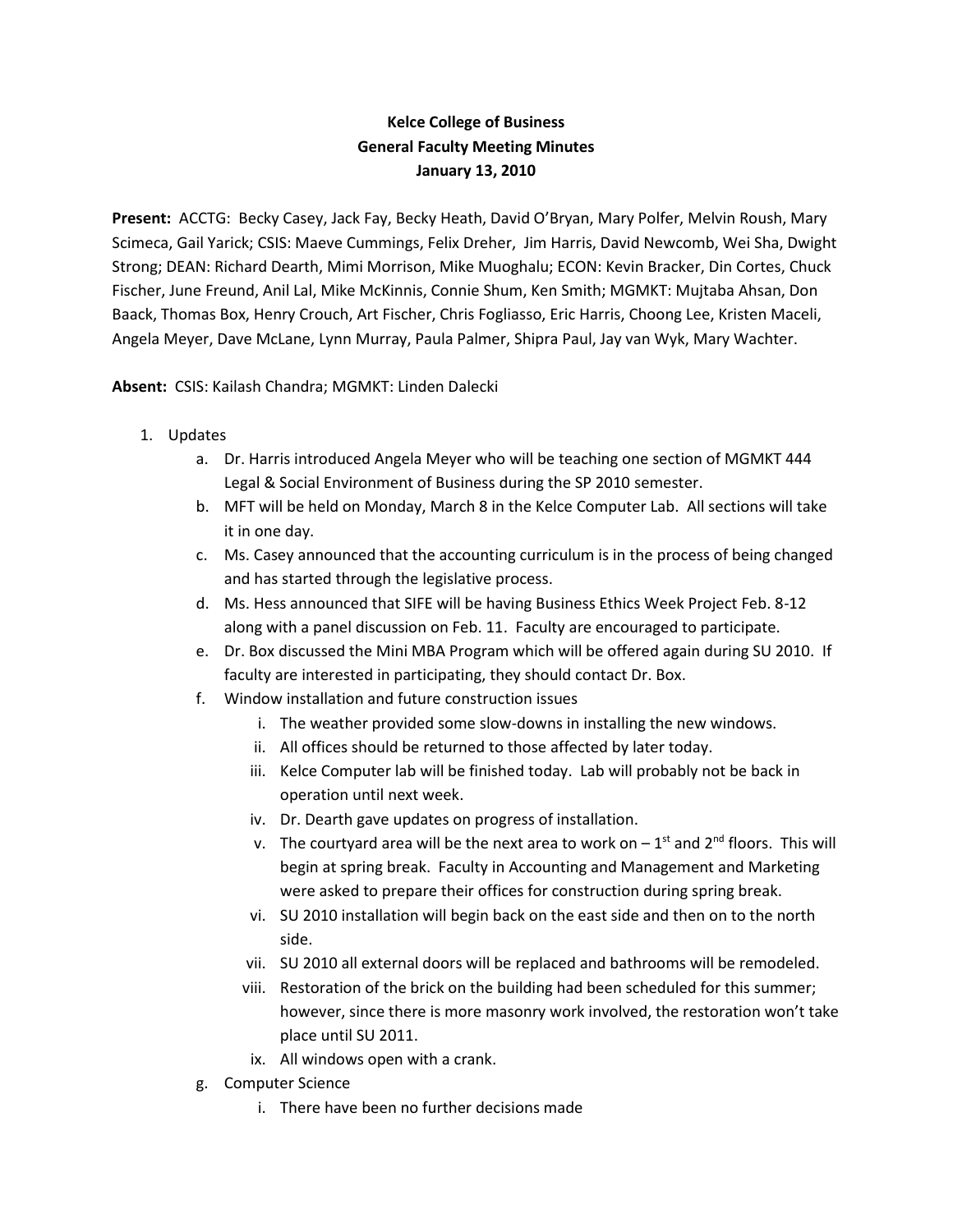# Kelce College of Business
## General Faculty Meeting Minutes
### January 13, 2010

**Present:** ACCTG: Becky Casey, Jack Fay, Becky Heath, David O'Bryan, Mary Polfer, Melvin Roush, Mary Scimeca, Gail Yarick; CSIS: Maeve Cummings, Felix Dreher, Jim Harris, David Newcomb, Wei Sha, Dwight Strong; DEAN: Richard Dearth, Mimi Morrison, Mike Muoghalu; ECON: Kevin Bracker, Din Cortes, Chuck Fischer, June Freund, Anil Lal, Mike McKinnis, Connie Shum, Ken Smith; MGMKT: Mujtaba Ahsan, Don Baack, Thomas Box, Henry Crouch, Art Fischer, Chris Fogliasso, Eric Harris, Choong Lee, Kristen Maceli, Angela Meyer, Dave McLane, Lynn Murray, Paula Palmer, Shipra Paul, Jay van Wyk, Mary Wachter.

**Absent:** CSIS: Kailash Chandra; MGMKT: Linden Dalecki

1. Updates
   a. Dr. Harris introduced Angela Meyer who will be teaching one section of MGMKT 444 Legal & Social Environment of Business during the SP 2010 semester.
   b. MFT will be held on Monday, March 8 in the Kelce Computer Lab. All sections will take it in one day.
   c. Ms. Casey announced that the accounting curriculum is in the process of being changed and has started through the legislative process.
   d. Ms. Hess announced that SIFE will be having Business Ethics Week Project Feb. 8-12 along with a panel discussion on Feb. 11. Faculty are encouraged to participate.
   e. Dr. Box discussed the Mini MBA Program which will be offered again during SU 2010. If faculty are interested in participating, they should contact Dr. Box.
   f. Window installation and future construction issues
      i. The weather provided some slow-downs in installing the new windows.
      ii. All offices should be returned to those affected by later today.
      iii. Kelce Computer lab will be finished today. Lab will probably not be back in operation until next week.
      iv. Dr. Dearth gave updates on progress of installation.
      v. The courtyard area will be the next area to work on – 1st and 2nd floors. This will begin at spring break. Faculty in Accounting and Management and Marketing were asked to prepare their offices for construction during spring break.
      vi. SU 2010 installation will begin back on the east side and then on to the north side.
      vii. SU 2010 all external doors will be replaced and bathrooms will be remodeled.
      viii. Restoration of the brick on the building had been scheduled for this summer; however, since there is more masonry work involved, the restoration won't take place until SU 2011.
      ix. All windows open with a crank.
   g. Computer Science
      i. There have been no further decisions made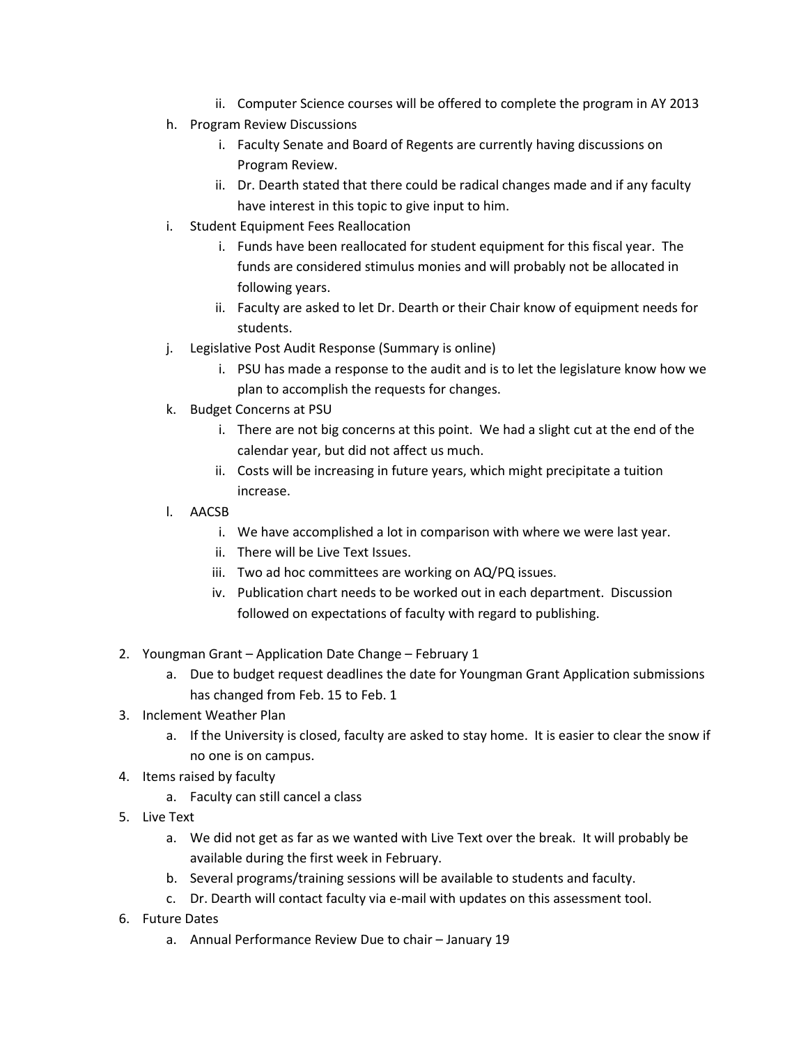- ii. Computer Science courses will be offered to complete the program in AY 2013

- h. Program Review Discussions
   - i. Faculty Senate and Board of Regents are currently having discussions on Program Review.
   - ii. Dr. Dearth stated that there could be radical changes made and if any faculty have interest in this topic to give input to him.
- i. Student Equipment Fees Reallocation
   - i. Funds have been reallocated for student equipment for this fiscal year. The funds are considered stimulus monies and will probably not be allocated in following years.
   - ii. Faculty are asked to let Dr. Dearth or their Chair know of equipment needs for students.
- j. Legislative Post Audit Response (Summary is online)
   - i. PSU has made a response to the audit and is to let the legislature know how we plan to accomplish the requests for changes.
- k. Budget Concerns at PSU
   - i. There are not big concerns at this point. We had a slight cut at the end of the calendar year, but did not affect us much.
   - ii. Costs will be increasing in future years, which might precipitate a tuition increase.
- l. AACSB
   - i. We have accomplished a lot in comparison with where we were last year.
   - ii. There will be Live Text Issues.
   - iii. Two ad hoc committees are working on AQ/PQ issues.
   - iv. Publication chart needs to be worked out in each department. Discussion followed on expectations of faculty with regard to publishing.

2. Youngman Grant – Application Date Change – February 1
   - a. Due to budget request deadlines the date for Youngman Grant Application submissions has changed from Feb. 15 to Feb. 1
3. Inclement Weather Plan
   - a. If the University is closed, faculty are asked to stay home. It is easier to clear the snow if no one is on campus.
4. Items raised by faculty
   - a. Faculty can still cancel a class
5. Live Text
   - a. We did not get as far as we wanted with Live Text over the break. It will probably be available during the first week in February.
   - b. Several programs/training sessions will be available to students and faculty.
   - c. Dr. Dearth will contact faculty via e-mail with updates on this assessment tool.
6. Future Dates
   - a. Annual Performance Review Due to chair – January 19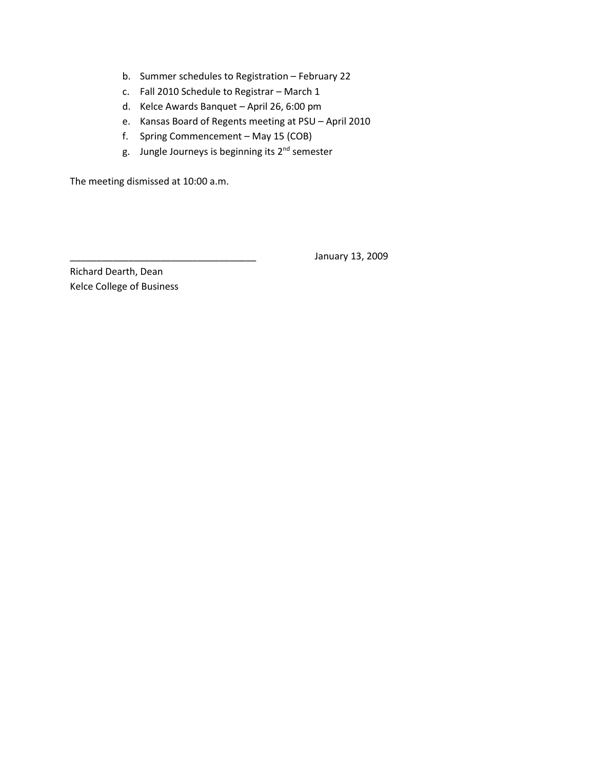b. Summer schedules to Registration – February 22
c. Fall 2010 Schedule to Registrar – March 1
d. Kelce Awards Banquet – April 26, 6:00 pm
e. Kansas Board of Regents meeting at PSU – April 2010
f. Spring Commencement – May 15 (COB)
g. Jungle Journeys is beginning its 2nd semester

The meeting dismissed at 10:00 a.m.

___________________________________ January 13, 2009

Richard Dearth, Dean
Kelce College of Business